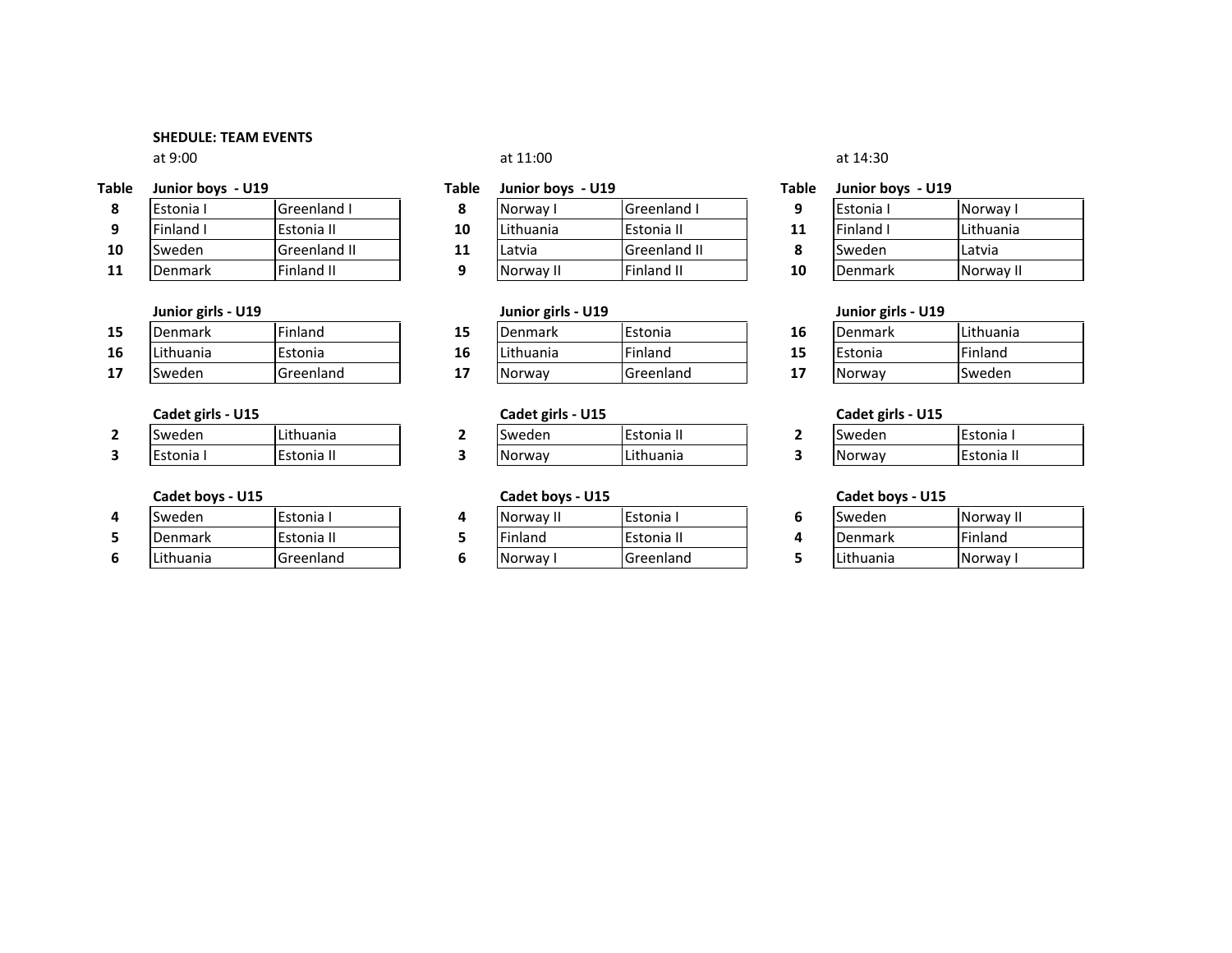**SHEDULE: TEAM EVENTS**

at 9:00

| Table | Junior boys - U19 | |
|---|---|---|
| 8 | Estonia I | Greenland I |
| 9 | Finland I | Estonia II |
| 10 | Sweden | Greenland II |
| 11 | Denmark | Finland II |

| | Junior girls - U19 | |
|---|---|---|
| 15 | Denmark | Finland |
| 16 | Lithuania | Estonia |
| 17 | Sweden | Greenland |

| | Cadet girls - U15 | |
|---|---|---|
| 2 | Sweden | Lithuania |
| 3 | Estonia I | Estonia II |

| | Cadet boys - U15 | |
|---|---|---|
| 4 | Sweden | Estonia I |
| 5 | Denmark | Estonia II |
| 6 | Lithuania | Greenland |

at 11:00

| Table | Junior boys - U19 | |
|---|---|---|
| 8 | Norway I | Greenland I |
| 10 | Lithuania | Estonia II |
| 11 | Latvia | Greenland II |
| 9 | Norway II | Finland II |

| | Junior girls - U19 | |
|---|---|---|
| 15 | Denmark | Estonia |
| 16 | Lithuania | Finland |
| 17 | Norway | Greenland |

| | Cadet girls - U15 | |
|---|---|---|
| 2 | Sweden | Estonia II |
| 3 | Norway | Lithuania |

| | Cadet boys - U15 | |
|---|---|---|
| 4 | Norway II | Estonia I |
| 5 | Finland | Estonia II |
| 6 | Norway I | Greenland |

at 14:30

| Table | Junior boys - U19 | |
|---|---|---|
| 9 | Estonia I | Norway I |
| 11 | Finland I | Lithuania |
| 8 | Sweden | Latvia |
| 10 | Denmark | Norway II |

| | Junior girls - U19 | |
|---|---|---|
| 16 | Denmark | Lithuania |
| 15 | Estonia | Finland |
| 17 | Norway | Sweden |

| | Cadet girls - U15 | |
|---|---|---|
| 2 | Sweden | Estonia I |
| 3 | Norway | Estonia II |

| | Cadet boys - U15 | |
|---|---|---|
| 6 | Sweden | Norway II |
| 4 | Denmark | Finland |
| 5 | Lithuania | Norway I |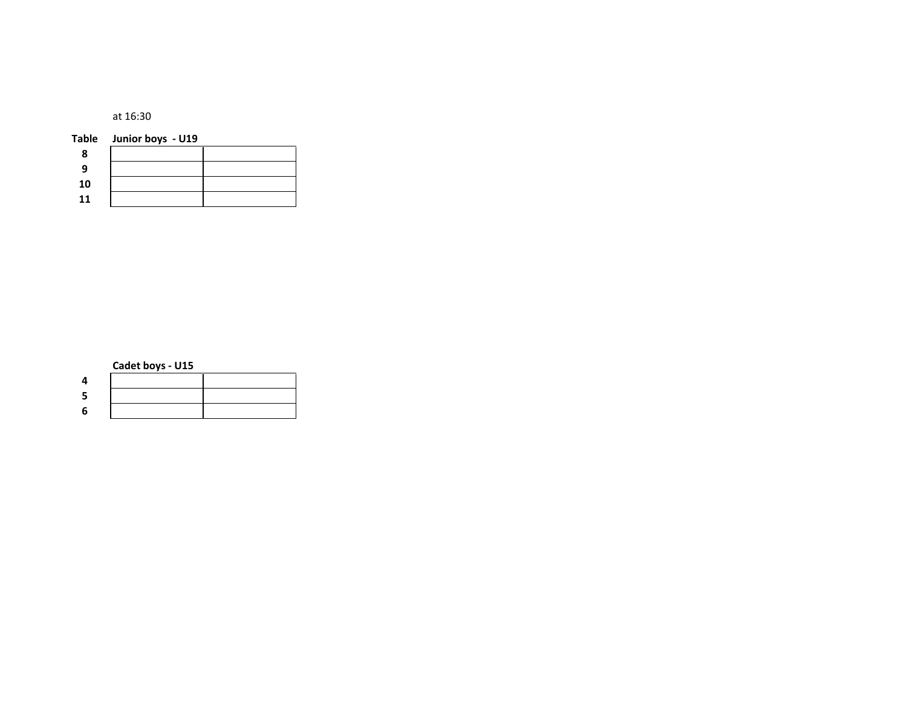at 16:30

| Table | Junior boys - U19 | |
|---|---|---|
| 8 | | |
| 9 | | |
| 10 | | |
| 11 | | |

| | Cadet boys - U15 | |
|---|---|---|
| 4 | | |
| 5 | | |
| 6 | | |